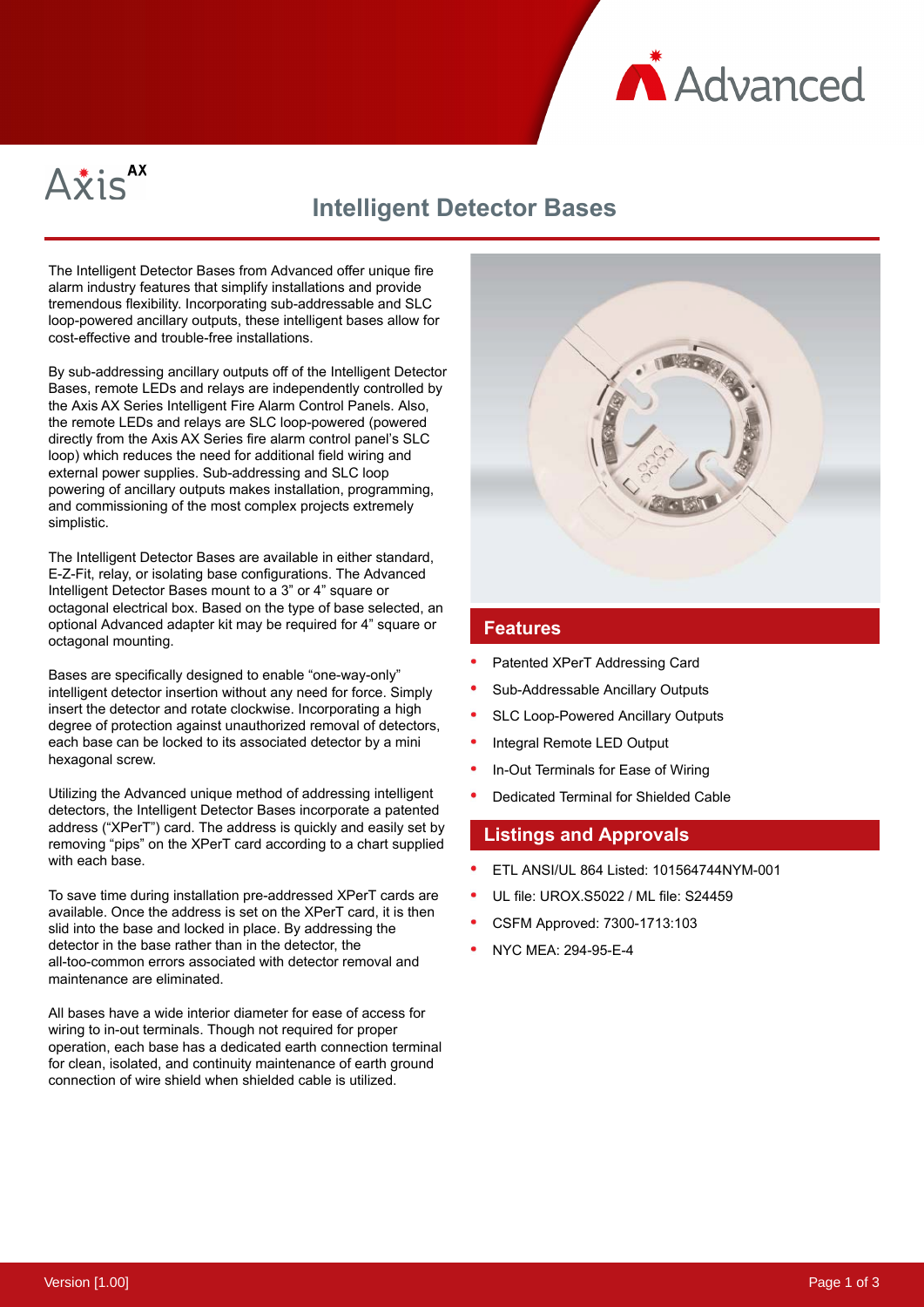Axis AX

# Intelligent Detector Bases

The Intelligent Detector Bases from Advanced offer unique fire alarm industry features that simplify installations and provide tremendous flexibility. Incorporating sub-addressable and SLC loop-powered ancillary outputs, these intelligent bases allow for cost-effective and trouble-free installations.

By sub-addressing ancillary outputs off of the Intelligent Detector Bases, remote LEDs and relays are independently controlled by the Axis AX Series Intelligent Fire Alarm Control Panels. Also, the remote LEDs and relays are SLC loop-powered (powered directly from the Axis AX Series fire alarm control panel's SLC loop) which reduces the need for additional field wiring and external power supplies. Sub-addressing and SLC loop powering of ancillary outputs makes installation, programming, and commissioning of the most complex projects extremely simplistic.

The Intelligent Detector Bases are available in either standard, E-Z-Fit, relay, or isolating base configurations. The Advanced Intelligent Detector Bases mount to a 3" or 4" square or octagonal electrical box. Based on the type of base selected, an optional Advanced adapter kit may be required for 4" square or octagonal mounting.

Bases are specifically designed to enable "one-way-only" intelligent detector insertion without any need for force. Simply insert the detector and rotate clockwise. Incorporating a high degree of protection against unauthorized removal of detectors, each base can be locked to its associated detector by a mini hexagonal screw.

Utilizing the Advanced unique method of addressing intelligent detectors, the Intelligent Detector Bases incorporate a patented address ("XPerT") card. The address is quickly and easily set by removing "pips" on the XPerT card according to a chart supplied with each base.

To save time during installation pre-addressed XPerT cards are available. Once the address is set on the XPerT card, it is then slid into the base and locked in place. By addressing the detector in the base rather than in the detector, the all-too-common errors associated with detector removal and maintenance are eliminated.

All bases have a wide interior diameter for ease of access for wiring to in-out terminals. Though not required for proper operation, each base has a dedicated earth connection terminal for clean, isolated, and continuity maintenance of earth ground connection of wire shield when shielded cable is utilized.

## Features

- Patented XPerT Addressing Card
- Sub-Addressable Ancillary Outputs
- SLC Loop-Powered Ancillary Outputs
- Integral Remote LED Output
- In-Out Terminals for Ease of Wiring
- Dedicated Terminal for Shielded Cable

## Listings and Approvals

- ETL ANSI/UL 864 Listed: 101564744NYM-001
- UL file: UROX.S5022 / ML file: S24459
- CSFM Approved: 7300-1713:103
- NYC MEA: 294-95-E-4

Version [1.00]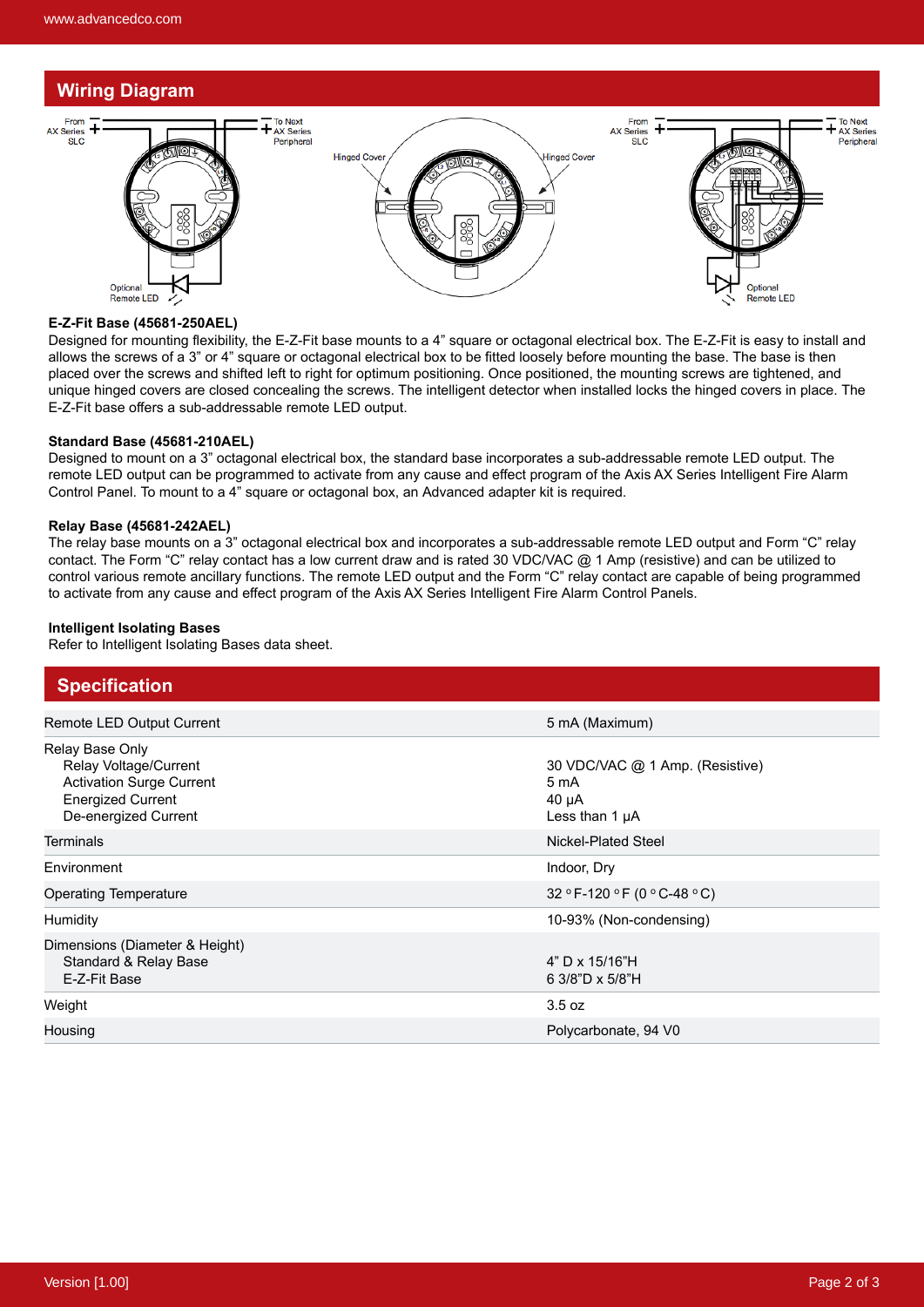## Wiring Diagram

From AX Series SLC

To Next AX Series Peripheral

Optional Remote LED

Hinged Cover

Hinged Cover

From AX Series SLC

To Next AX Series Peripheral

Optional Remote LED

**E-Z-Fit Base (45681-250AEL)**

Designed for mounting flexibility, the E-Z-Fit base mounts to a 4" square or octagonal electrical box. The E-Z-Fit is easy to install and allows the screws of a 3" or 4" square or octagonal electrical box to be fitted loosely before mounting the base. The base is then placed over the screws and shifted left to right for optimum positioning. Once positioned, the mounting screws are tightened, and unique hinged covers are closed concealing the screws. The intelligent detector when installed locks the hinged covers in place. The E-Z-Fit base offers a sub-addressable remote LED output.

**Standard Base (45681-210AEL)**

Designed to mount on a 3" octagonal electrical box, the standard base incorporates a sub-addressable remote LED output. The remote LED output can be programmed to activate from any cause and effect program of the Axis AX Series Intelligent Fire Alarm Control Panel. To mount to a 4" square or octagonal box, an Advanced adapter kit is required.

**Relay Base (45681-242AEL)**

The relay base mounts on a 3" octagonal electrical box and incorporates a sub-addressable remote LED output and Form "C" relay contact. The Form "C" relay contact has a low current draw and is rated 30 VDC/VAC @ 1 Amp (resistive) and can be utilized to control various remote ancillary functions. The remote LED output and the Form "C" relay contact are capable of being programmed to activate from any cause and effect program of the Axis AX Series Intelligent Fire Alarm Control Panels.

**Intelligent Isolating Bases**

Refer to Intelligent Isolating Bases data sheet.

## Specification

| | |
|---|---|
| Remote LED Output Current | 5 mA (Maximum) |
| Relay Base Only<br>Relay Voltage/Current<br>Activation Surge Current<br>Energized Current<br>De-energized Current | <br>30 VDC/VAC @ 1 Amp. (Resistive)<br>5 mA<br>40 µA<br>Less than 1 µA |
| Terminals | Nickel-Plated Steel |
| Environment | Indoor, Dry |
| Operating Temperature | 32 °F-120 °F (0 °C-48 °C) |
| Humidity | 10-93% (Non-condensing) |
| Dimensions (Diameter & Height)<br>Standard & Relay Base<br>E-Z-Fit Base | <br>4" D x 15/16"H<br>6 3/8"D x 5/8"H |
| Weight | 3.5 oz |
| Housing | Polycarbonate, 94 V0 |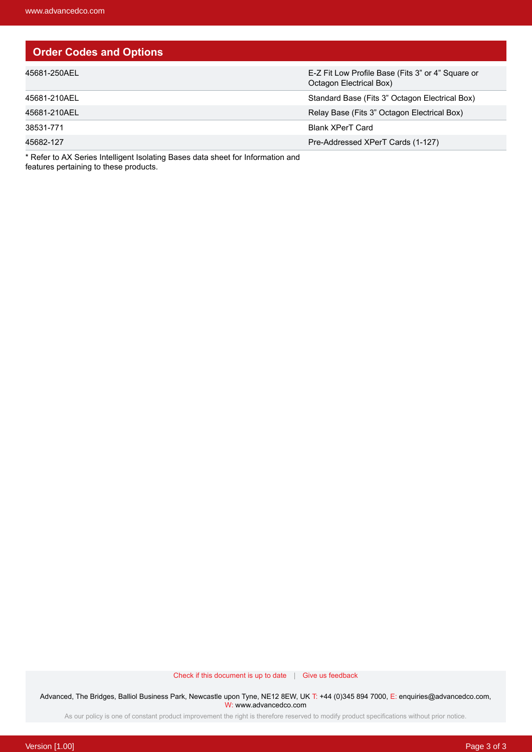## Order Codes and Options

| | |
|---|---|
| 45681-250AEL | E-Z Fit Low Profile Base (Fits 3" or 4" Square or Octagon Electrical Box) |
| 45681-210AEL | Standard Base (Fits 3" Octagon Electrical Box) |
| 45681-210AEL | Relay Base (Fits 3" Octagon Electrical Box) |
| 38531-771 | Blank XPerT Card |
| 45682-127 | Pre-Addressed XPerT Cards (1-127) |

* Refer to AX Series Intelligent Isolating Bases data sheet for Information and features pertaining to these products.

Check if this document is up to date | Give us feedback

Advanced, The Bridges, Balliol Business Park, Newcastle upon Tyne, NE12 8EW, UK T: +44 (0)345 894 7000, E: enquiries@advancedco.com, W: www.advancedco.com

As our policy is one of constant product improvement the right is therefore reserved to modify product specifications without prior notice.

Version [1.00]